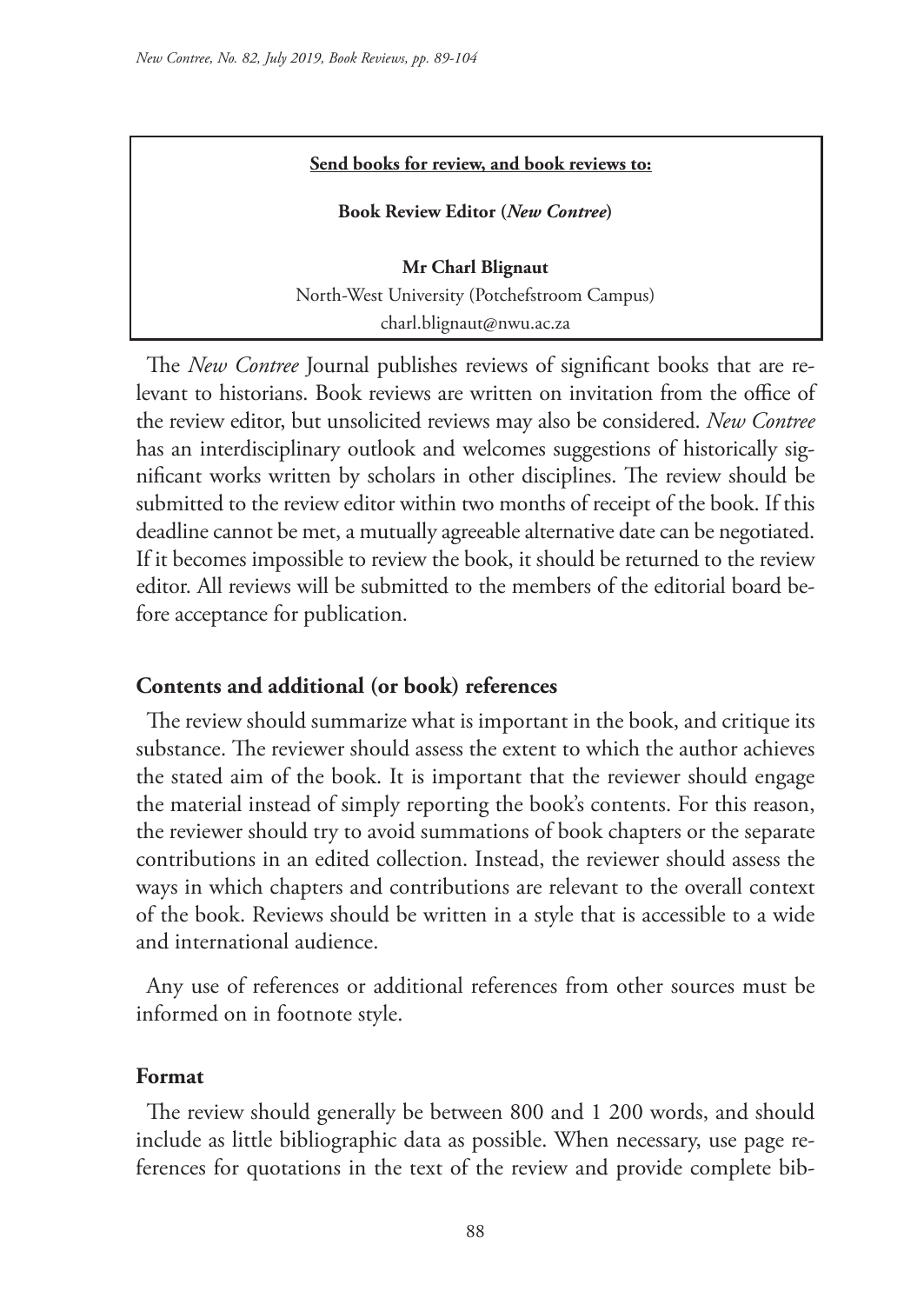**Send books for review, and book reviews to:**

**Book Review Editor (*New Contree*)**

**Mr Charl Blignaut**
North-West University (Potchefstroom Campus)
charl.blignaut@nwu.ac.za

The *New Contree* Journal publishes reviews of significant books that are relevant to historians. Book reviews are written on invitation from the office of the review editor, but unsolicited reviews may also be considered. *New Contree* has an interdisciplinary outlook and welcomes suggestions of historically significant works written by scholars in other disciplines. The review should be submitted to the review editor within two months of receipt of the book. If this deadline cannot be met, a mutually agreeable alternative date can be negotiated. If it becomes impossible to review the book, it should be returned to the review editor. All reviews will be submitted to the members of the editorial board before acceptance for publication.

## Contents and additional (or book) references

The review should summarize what is important in the book, and critique its substance. The reviewer should assess the extent to which the author achieves the stated aim of the book. It is important that the reviewer should engage the material instead of simply reporting the book's contents. For this reason, the reviewer should try to avoid summations of book chapters or the separate contributions in an edited collection. Instead, the reviewer should assess the ways in which chapters and contributions are relevant to the overall context of the book. Reviews should be written in a style that is accessible to a wide and international audience.

Any use of references or additional references from other sources must be informed on in footnote style.

## Format

The review should generally be between 800 and 1 200 words, and should include as little bibliographic data as possible. When necessary, use page references for quotations in the text of the review and provide complete bib-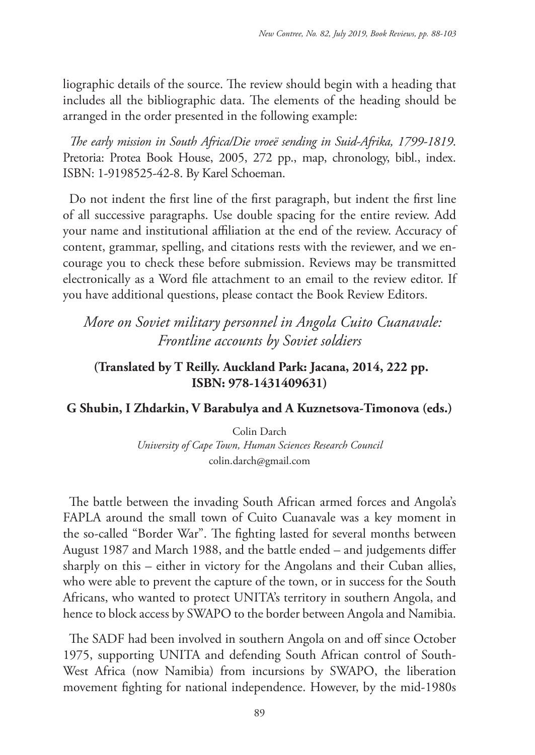liographic details of the source. The review should begin with a heading that includes all the bibliographic data. The elements of the heading should be arranged in the order presented in the following example:

*The early mission in South Africa/Die vroeë sending in Suid-Afrika, 1799-1819*. Pretoria: Protea Book House, 2005, 272 pp., map, chronology, bibl., index. ISBN: 1-9198525-42-8. By Karel Schoeman.

Do not indent the first line of the first paragraph, but indent the first line of all successive paragraphs. Use double spacing for the entire review. Add your name and institutional affiliation at the end of the review. Accuracy of content, grammar, spelling, and citations rests with the reviewer, and we encourage you to check these before submission. Reviews may be transmitted electronically as a Word file attachment to an email to the review editor. If you have additional questions, please contact the Book Review Editors.

## *More on Soviet military personnel in Angola Cuito Cuanavale: Frontline accounts by Soviet soldiers*

**(Translated by T Reilly. Auckland Park: Jacana, 2014, 222 pp. ISBN: 978-1431409631)**

**G Shubin, I Zhdarkin, V Barabulya and A Kuznetsova-Timonova (eds.)**

Colin Darch
*University of Cape Town, Human Sciences Research Council*
colin.darch@gmail.com

The battle between the invading South African armed forces and Angola's FAPLA around the small town of Cuito Cuanavale was a key moment in the so-called "Border War". The fighting lasted for several months between August 1987 and March 1988, and the battle ended – and judgements differ sharply on this – either in victory for the Angolans and their Cuban allies, who were able to prevent the capture of the town, or in success for the South Africans, who wanted to protect UNITA's territory in southern Angola, and hence to block access by SWAPO to the border between Angola and Namibia.

The SADF had been involved in southern Angola on and off since October 1975, supporting UNITA and defending South African control of South-West Africa (now Namibia) from incursions by SWAPO, the liberation movement fighting for national independence. However, by the mid-1980s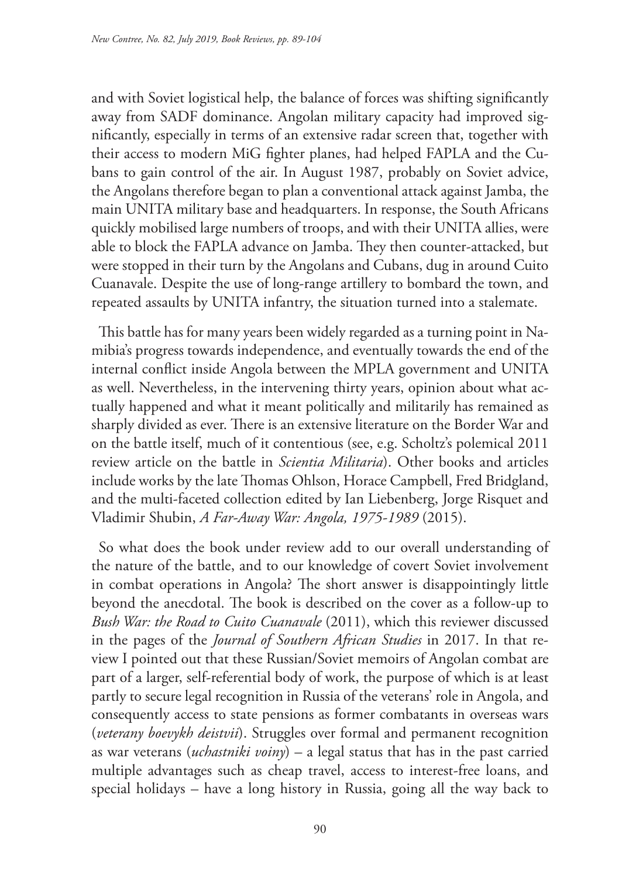and with Soviet logistical help, the balance of forces was shifting significantly away from SADF dominance. Angolan military capacity had improved significantly, especially in terms of an extensive radar screen that, together with their access to modern MiG fighter planes, had helped FAPLA and the Cubans to gain control of the air. In August 1987, probably on Soviet advice, the Angolans therefore began to plan a conventional attack against Jamba, the main UNITA military base and headquarters. In response, the South Africans quickly mobilised large numbers of troops, and with their UNITA allies, were able to block the FAPLA advance on Jamba. They then counter-attacked, but were stopped in their turn by the Angolans and Cubans, dug in around Cuito Cuanavale. Despite the use of long-range artillery to bombard the town, and repeated assaults by UNITA infantry, the situation turned into a stalemate.

This battle has for many years been widely regarded as a turning point in Namibia's progress towards independence, and eventually towards the end of the internal conflict inside Angola between the MPLA government and UNITA as well. Nevertheless, in the intervening thirty years, opinion about what actually happened and what it meant politically and militarily has remained as sharply divided as ever. There is an extensive literature on the Border War and on the battle itself, much of it contentious (see, e.g. Scholtz's polemical 2011 review article on the battle in *Scientia Militaria*). Other books and articles include works by the late Thomas Ohlson, Horace Campbell, Fred Bridgland, and the multi-faceted collection edited by Ian Liebenberg, Jorge Risquet and Vladimir Shubin, *A Far-Away War: Angola, 1975-1989* (2015).

So what does the book under review add to our overall understanding of the nature of the battle, and to our knowledge of covert Soviet involvement in combat operations in Angola? The short answer is disappointingly little beyond the anecdotal. The book is described on the cover as a follow-up to *Bush War: the Road to Cuito Cuanavale* (2011), which this reviewer discussed in the pages of the *Journal of Southern African Studies* in 2017. In that review I pointed out that these Russian/Soviet memoirs of Angolan combat are part of a larger, self-referential body of work, the purpose of which is at least partly to secure legal recognition in Russia of the veterans' role in Angola, and consequently access to state pensions as former combatants in overseas wars (*veterany boevykh deistvii*). Struggles over formal and permanent recognition as war veterans (*uchastniki voiny*) – a legal status that has in the past carried multiple advantages such as cheap travel, access to interest-free loans, and special holidays – have a long history in Russia, going all the way back to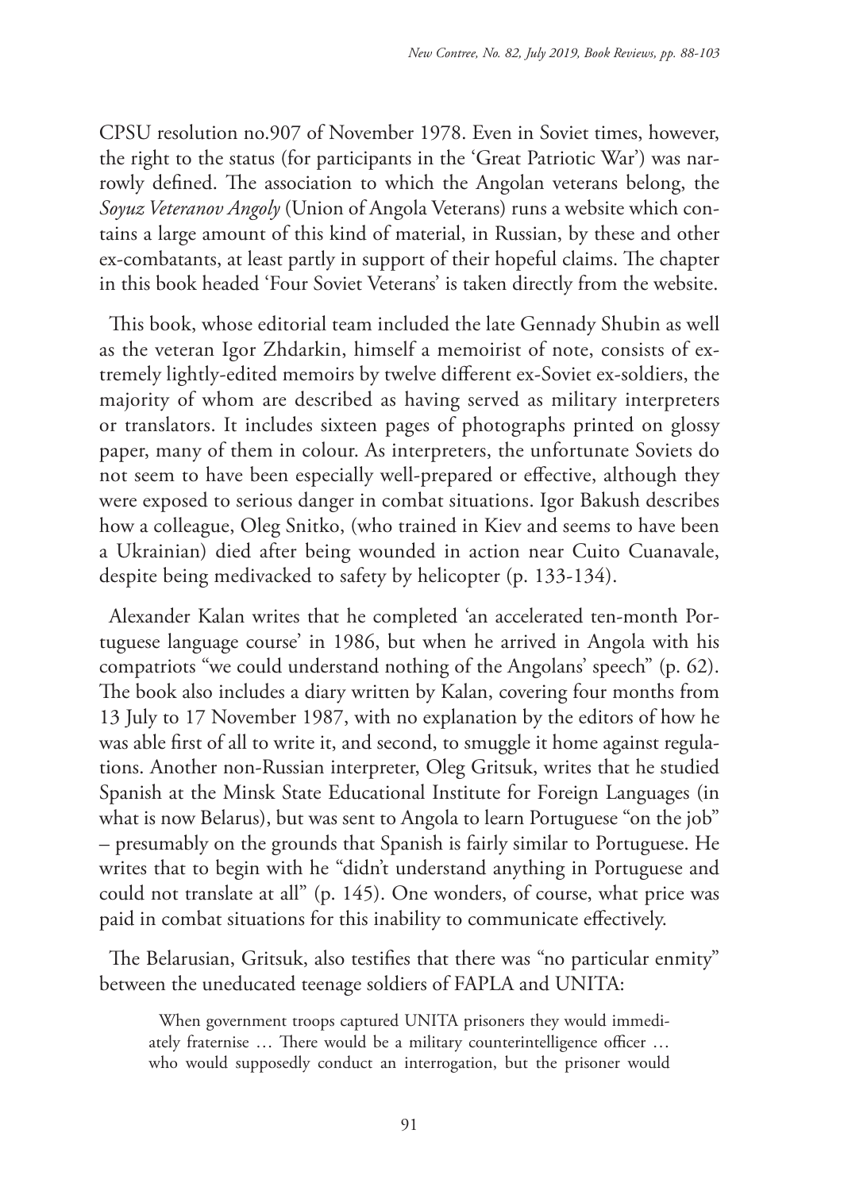CPSU resolution no.907 of November 1978. Even in Soviet times, however, the right to the status (for participants in the 'Great Patriotic War') was narrowly defined. The association to which the Angolan veterans belong, the *Soyuz Veteranov Angoly* (Union of Angola Veterans) runs a website which contains a large amount of this kind of material, in Russian, by these and other ex-combatants, at least partly in support of their hopeful claims. The chapter in this book headed 'Four Soviet Veterans' is taken directly from the website.

This book, whose editorial team included the late Gennady Shubin as well as the veteran Igor Zhdarkin, himself a memoirist of note, consists of extremely lightly-edited memoirs by twelve different ex-Soviet ex-soldiers, the majority of whom are described as having served as military interpreters or translators. It includes sixteen pages of photographs printed on glossy paper, many of them in colour. As interpreters, the unfortunate Soviets do not seem to have been especially well-prepared or effective, although they were exposed to serious danger in combat situations. Igor Bakush describes how a colleague, Oleg Snitko, (who trained in Kiev and seems to have been a Ukrainian) died after being wounded in action near Cuito Cuanavale, despite being medivacked to safety by helicopter (p. 133-134).

Alexander Kalan writes that he completed 'an accelerated ten-month Portuguese language course' in 1986, but when he arrived in Angola with his compatriots "we could understand nothing of the Angolans' speech" (p. 62). The book also includes a diary written by Kalan, covering four months from 13 July to 17 November 1987, with no explanation by the editors of how he was able first of all to write it, and second, to smuggle it home against regulations. Another non-Russian interpreter, Oleg Gritsuk, writes that he studied Spanish at the Minsk State Educational Institute for Foreign Languages (in what is now Belarus), but was sent to Angola to learn Portuguese "on the job" – presumably on the grounds that Spanish is fairly similar to Portuguese. He writes that to begin with he "didn't understand anything in Portuguese and could not translate at all" (p. 145). One wonders, of course, what price was paid in combat situations for this inability to communicate effectively.

The Belarusian, Gritsuk, also testifies that there was "no particular enmity" between the uneducated teenage soldiers of FAPLA and UNITA:

> When government troops captured UNITA prisoners they would immediately fraternise … There would be a military counterintelligence officer … who would supposedly conduct an interrogation, but the prisoner would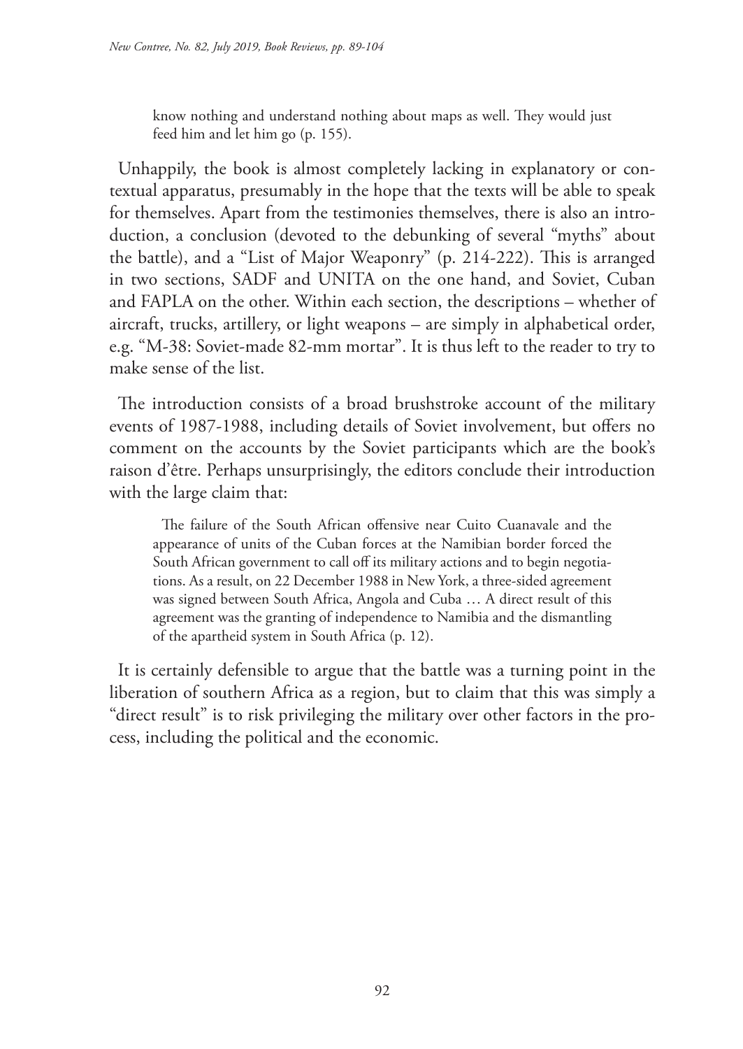> know nothing and understand nothing about maps as well. They would just feed him and let him go (p. 155).

Unhappily, the book is almost completely lacking in explanatory or contextual apparatus, presumably in the hope that the texts will be able to speak for themselves. Apart from the testimonies themselves, there is also an introduction, a conclusion (devoted to the debunking of several "myths" about the battle), and a "List of Major Weaponry" (p. 214-222). This is arranged in two sections, SADF and UNITA on the one hand, and Soviet, Cuban and FAPLA on the other. Within each section, the descriptions – whether of aircraft, trucks, artillery, or light weapons – are simply in alphabetical order, e.g. "M-38: Soviet-made 82-mm mortar". It is thus left to the reader to try to make sense of the list.

The introduction consists of a broad brushstroke account of the military events of 1987-1988, including details of Soviet involvement, but offers no comment on the accounts by the Soviet participants which are the book's raison d'être. Perhaps unsurprisingly, the editors conclude their introduction with the large claim that:

> The failure of the South African offensive near Cuito Cuanavale and the appearance of units of the Cuban forces at the Namibian border forced the South African government to call off its military actions and to begin negotiations. As a result, on 22 December 1988 in New York, a three-sided agreement was signed between South Africa, Angola and Cuba … A direct result of this agreement was the granting of independence to Namibia and the dismantling of the apartheid system in South Africa (p. 12).

It is certainly defensible to argue that the battle was a turning point in the liberation of southern Africa as a region, but to claim that this was simply a "direct result" is to risk privileging the military over other factors in the process, including the political and the economic.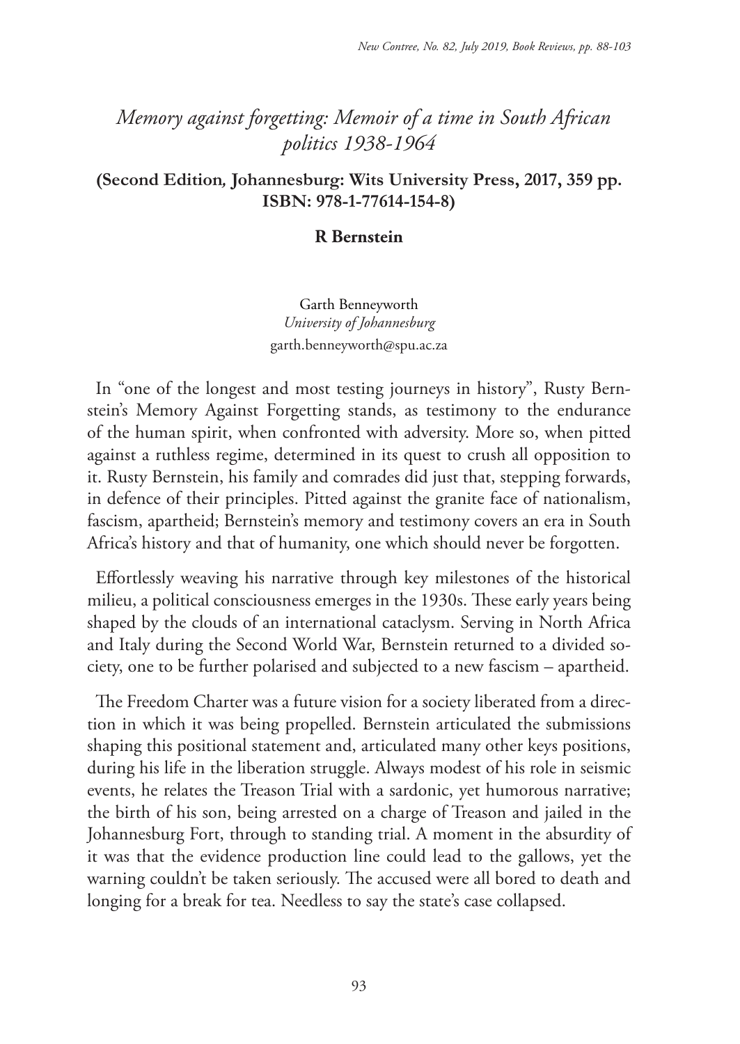# *Memory against forgetting: Memoir of a time in South African politics 1938-1964*

**(Second Edition, Johannesburg: Wits University Press, 2017, 359 pp. ISBN: 978-1-77614-154-8)**

**R Bernstein**

Garth Benneyworth
*University of Johannesburg*
garth.benneyworth@spu.ac.za

In "one of the longest and most testing journeys in history", Rusty Bernstein's Memory Against Forgetting stands, as testimony to the endurance of the human spirit, when confronted with adversity. More so, when pitted against a ruthless regime, determined in its quest to crush all opposition to it. Rusty Bernstein, his family and comrades did just that, stepping forwards, in defence of their principles. Pitted against the granite face of nationalism, fascism, apartheid; Bernstein's memory and testimony covers an era in South Africa's history and that of humanity, one which should never be forgotten.

Effortlessly weaving his narrative through key milestones of the historical milieu, a political consciousness emerges in the 1930s. These early years being shaped by the clouds of an international cataclysm. Serving in North Africa and Italy during the Second World War, Bernstein returned to a divided society, one to be further polarised and subjected to a new fascism – apartheid.

The Freedom Charter was a future vision for a society liberated from a direction in which it was being propelled. Bernstein articulated the submissions shaping this positional statement and, articulated many other keys positions, during his life in the liberation struggle. Always modest of his role in seismic events, he relates the Treason Trial with a sardonic, yet humorous narrative; the birth of his son, being arrested on a charge of Treason and jailed in the Johannesburg Fort, through to standing trial. A moment in the absurdity of it was that the evidence production line could lead to the gallows, yet the warning couldn't be taken seriously. The accused were all bored to death and longing for a break for tea. Needless to say the state's case collapsed.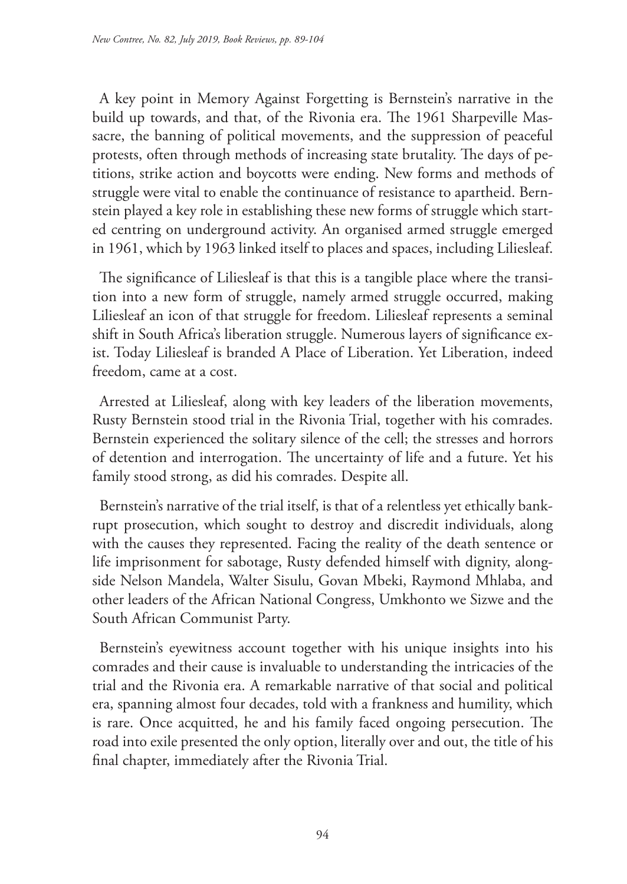A key point in Memory Against Forgetting is Bernstein's narrative in the build up towards, and that, of the Rivonia era. The 1961 Sharpeville Massacre, the banning of political movements, and the suppression of peaceful protests, often through methods of increasing state brutality. The days of petitions, strike action and boycotts were ending. New forms and methods of struggle were vital to enable the continuance of resistance to apartheid. Bernstein played a key role in establishing these new forms of struggle which started centring on underground activity. An organised armed struggle emerged in 1961, which by 1963 linked itself to places and spaces, including Liliesleaf.

The significance of Liliesleaf is that this is a tangible place where the transition into a new form of struggle, namely armed struggle occurred, making Liliesleaf an icon of that struggle for freedom. Liliesleaf represents a seminal shift in South Africa's liberation struggle. Numerous layers of significance exist. Today Liliesleaf is branded A Place of Liberation. Yet Liberation, indeed freedom, came at a cost.

Arrested at Liliesleaf, along with key leaders of the liberation movements, Rusty Bernstein stood trial in the Rivonia Trial, together with his comrades. Bernstein experienced the solitary silence of the cell; the stresses and horrors of detention and interrogation. The uncertainty of life and a future. Yet his family stood strong, as did his comrades. Despite all.

Bernstein's narrative of the trial itself, is that of a relentless yet ethically bankrupt prosecution, which sought to destroy and discredit individuals, along with the causes they represented. Facing the reality of the death sentence or life imprisonment for sabotage, Rusty defended himself with dignity, alongside Nelson Mandela, Walter Sisulu, Govan Mbeki, Raymond Mhlaba, and other leaders of the African National Congress, Umkhonto we Sizwe and the South African Communist Party.

Bernstein's eyewitness account together with his unique insights into his comrades and their cause is invaluable to understanding the intricacies of the trial and the Rivonia era. A remarkable narrative of that social and political era, spanning almost four decades, told with a frankness and humility, which is rare. Once acquitted, he and his family faced ongoing persecution. The road into exile presented the only option, literally over and out, the title of his final chapter, immediately after the Rivonia Trial.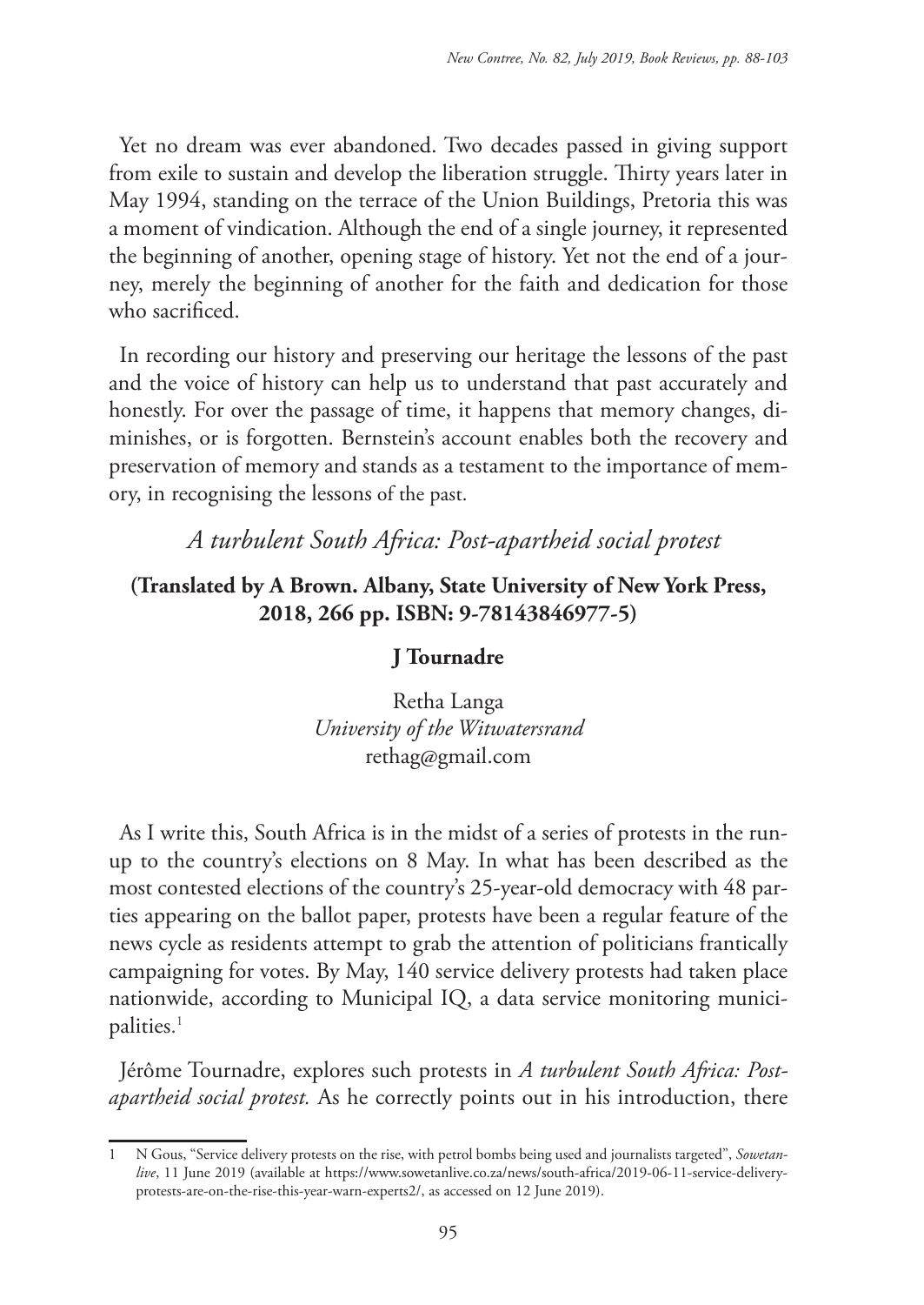Yet no dream was ever abandoned. Two decades passed in giving support from exile to sustain and develop the liberation struggle. Thirty years later in May 1994, standing on the terrace of the Union Buildings, Pretoria this was a moment of vindication. Although the end of a single journey, it represented the beginning of another, opening stage of history. Yet not the end of a journey, merely the beginning of another for the faith and dedication for those who sacrificed.

In recording our history and preserving our heritage the lessons of the past and the voice of history can help us to understand that past accurately and honestly. For over the passage of time, it happens that memory changes, diminishes, or is forgotten. Bernstein's account enables both the recovery and preservation of memory and stands as a testament to the importance of memory, in recognising the lessons of the past.

## *A turbulent South Africa: Post-apartheid social protest*

**(Translated by A Brown. Albany, State University of New York Press, 2018, 266 pp. ISBN: 9-78143846977-5)**

**J Tournadre**

Retha Langa
*University of the Witwatersrand*
rethag@gmail.com

As I write this, South Africa is in the midst of a series of protests in the run-up to the country's elections on 8 May. In what has been described as the most contested elections of the country's 25-year-old democracy with 48 parties appearing on the ballot paper, protests have been a regular feature of the news cycle as residents attempt to grab the attention of politicians frantically campaigning for votes. By May, 140 service delivery protests had taken place nationwide, according to Municipal IQ, a data service monitoring municipalities.[1]

Jérôme Tournadre, explores such protests in *A turbulent South Africa: Post-apartheid social protest.* As he correctly points out in his introduction, there

---

1 N Gous, "Service delivery protests on the rise, with petrol bombs being used and journalists targeted", *Sowetanlive*, 11 June 2019 (available at https://www.sowetanlive.co.za/news/south-africa/2019-06-11-service-delivery-protests-are-on-the-rise-this-year-warn-experts2/, as accessed on 12 June 2019).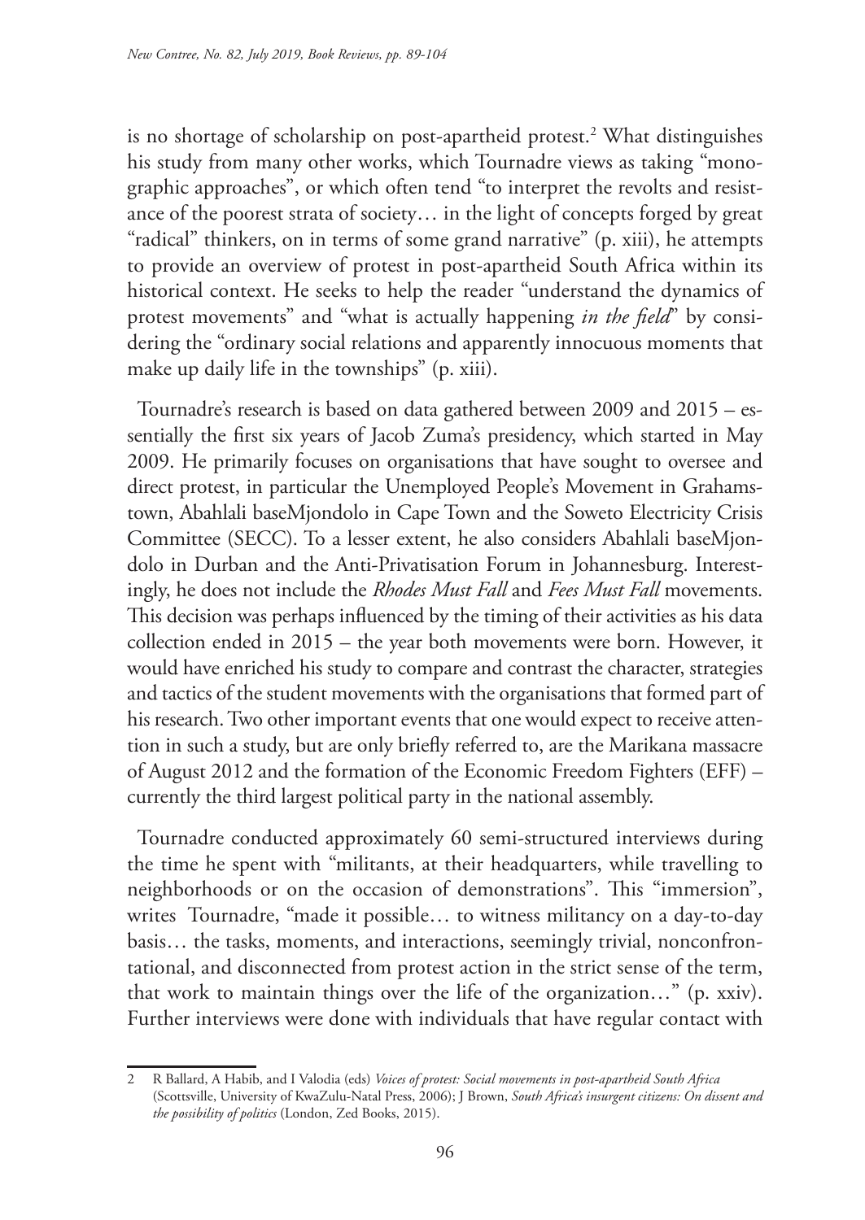is no shortage of scholarship on post-apartheid protest.[2] What distinguishes his study from many other works, which Tournadre views as taking "monographic approaches", or which often tend "to interpret the revolts and resistance of the poorest strata of society… in the light of concepts forged by great "radical" thinkers, on in terms of some grand narrative" (p. xiii), he attempts to provide an overview of protest in post-apartheid South Africa within its historical context. He seeks to help the reader "understand the dynamics of protest movements" and "what is actually happening *in the field*" by considering the "ordinary social relations and apparently innocuous moments that make up daily life in the townships" (p. xiii).

Tournadre's research is based on data gathered between 2009 and 2015 – essentially the first six years of Jacob Zuma's presidency, which started in May 2009. He primarily focuses on organisations that have sought to oversee and direct protest, in particular the Unemployed People's Movement in Grahamstown, Abahlali baseMjondolo in Cape Town and the Soweto Electricity Crisis Committee (SECC). To a lesser extent, he also considers Abahlali baseMjondolo in Durban and the Anti-Privatisation Forum in Johannesburg. Interestingly, he does not include the *Rhodes Must Fall* and *Fees Must Fall* movements. This decision was perhaps influenced by the timing of their activities as his data collection ended in 2015 – the year both movements were born. However, it would have enriched his study to compare and contrast the character, strategies and tactics of the student movements with the organisations that formed part of his research. Two other important events that one would expect to receive attention in such a study, but are only briefly referred to, are the Marikana massacre of August 2012 and the formation of the Economic Freedom Fighters (EFF) – currently the third largest political party in the national assembly.

Tournadre conducted approximately 60 semi-structured interviews during the time he spent with "militants, at their headquarters, while travelling to neighborhoods or on the occasion of demonstrations". This "immersion", writes Tournadre, "made it possible… to witness militancy on a day-to-day basis… the tasks, moments, and interactions, seemingly trivial, nonconfrontational, and disconnected from protest action in the strict sense of the term, that work to maintain things over the life of the organization…" (p. xxiv). Further interviews were done with individuals that have regular contact with

---

[2] R Ballard, A Habib, and I Valodia (eds) *Voices of protest: Social movements in post-apartheid South Africa* (Scottsville, University of KwaZulu-Natal Press, 2006); J Brown, *South Africa's insurgent citizens: On dissent and the possibility of politics* (London, Zed Books, 2015).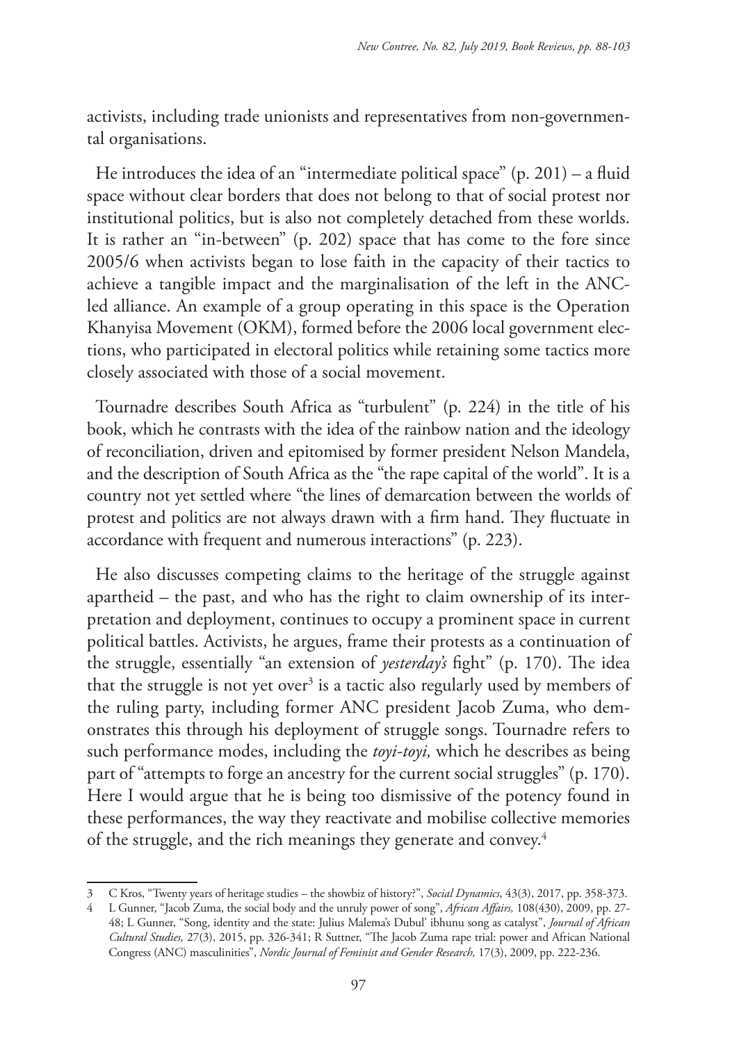activists, including trade unionists and representatives from non-governmental organisations.

He introduces the idea of an "intermediate political space" (p. 201) – a fluid space without clear borders that does not belong to that of social protest nor institutional politics, but is also not completely detached from these worlds. It is rather an "in-between" (p. 202) space that has come to the fore since 2005/6 when activists began to lose faith in the capacity of their tactics to achieve a tangible impact and the marginalisation of the left in the ANC-led alliance. An example of a group operating in this space is the Operation Khanyisa Movement (OKM), formed before the 2006 local government elections, who participated in electoral politics while retaining some tactics more closely associated with those of a social movement.

Tournadre describes South Africa as "turbulent" (p. 224) in the title of his book, which he contrasts with the idea of the rainbow nation and the ideology of reconciliation, driven and epitomised by former president Nelson Mandela, and the description of South Africa as the "the rape capital of the world". It is a country not yet settled where "the lines of demarcation between the worlds of protest and politics are not always drawn with a firm hand. They fluctuate in accordance with frequent and numerous interactions" (p. 223).

He also discusses competing claims to the heritage of the struggle against apartheid – the past, and who has the right to claim ownership of its interpretation and deployment, continues to occupy a prominent space in current political battles. Activists, he argues, frame their protests as a continuation of the struggle, essentially "an extension of *yesterday's* fight" (p. 170). The idea that the struggle is not yet over[3] is a tactic also regularly used by members of the ruling party, including former ANC president Jacob Zuma, who demonstrates this through his deployment of struggle songs. Tournadre refers to such performance modes, including the *toyi-toyi,* which he describes as being part of "attempts to forge an ancestry for the current social struggles" (p. 170). Here I would argue that he is being too dismissive of the potency found in these performances, the way they reactivate and mobilise collective memories of the struggle, and the rich meanings they generate and convey.[4]

---

3 C Kros, "Twenty years of heritage studies – the showbiz of history?", *Social Dynamics*, 43(3), 2017, pp. 358-373.

4 L Gunner, "Jacob Zuma, the social body and the unruly power of song", *African Affairs,* 108(430), 2009, pp. 27-48; L Gunner, "Song, identity and the state: Julius Malema's Dubul' ibhunu song as catalyst", *Journal of African Cultural Studies,* 27(3), 2015, pp. 326-341; R Suttner, "The Jacob Zuma rape trial: power and African National Congress (ANC) masculinities", *Nordic Journal of Feminist and Gender Research,* 17(3), 2009, pp. 222-236.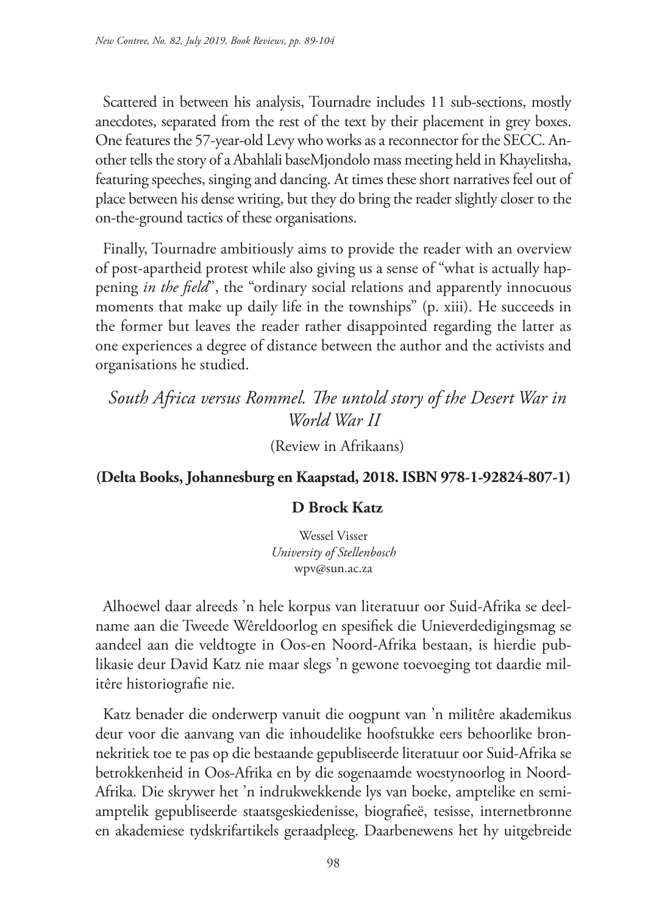Scattered in between his analysis, Tournadre includes 11 sub-sections, mostly anecdotes, separated from the rest of the text by their placement in grey boxes. One features the 57-year-old Levy who works as a reconnector for the SECC. Another tells the story of a Abahlali baseMjondolo mass meeting held in Khayelitsha, featuring speeches, singing and dancing. At times these short narratives feel out of place between his dense writing, but they do bring the reader slightly closer to the on-the-ground tactics of these organisations.

Finally, Tournadre ambitiously aims to provide the reader with an overview of post-apartheid protest while also giving us a sense of "what is actually happening *in the field*", the "ordinary social relations and apparently innocuous moments that make up daily life in the townships" (p. xiii). He succeeds in the former but leaves the reader rather disappointed regarding the latter as one experiences a degree of distance between the author and the activists and organisations he studied.

## *South Africa versus Rommel. The untold story of the Desert War in World War II*

(Review in Afrikaans)

**(Delta Books, Johannesburg en Kaapstad, 2018. ISBN 978-1-92824-807-1)**

**D Brock Katz**

Wessel Visser
*University of Stellenbosch*
wpv@sun.ac.za

Alhoewel daar alreeds 'n hele korpus van literatuur oor Suid-Afrika se deelname aan die Tweede Wêreldoorlog en spesifiek die Unieverdedigingsmag se aandeel aan die veldtogte in Oos-en Noord-Afrika bestaan, is hierdie publikasie deur David Katz nie maar slegs 'n gewone toevoeging tot daardie militêre historiografie nie.

Katz benader die onderwerp vanuit die oogpunt van 'n militêre akademikus deur voor die aanvang van die inhoudelike hoofstukke eers behoorlike bronnekritiek toe te pas op die bestaande gepubliseerde literatuur oor Suid-Afrika se betrokkenheid in Oos-Afrika en by die sogenaamde woestynoorlog in Noord-Afrika. Die skrywer het 'n indrukwekkende lys van boeke, amptelike en semi-amptelik gepubliseerde staatsgeskiedenisse, biografieë, tesisse, internetbronne en akademiese tydskrifartikels geraadpleeg. Daarbenewens het hy uitgebreide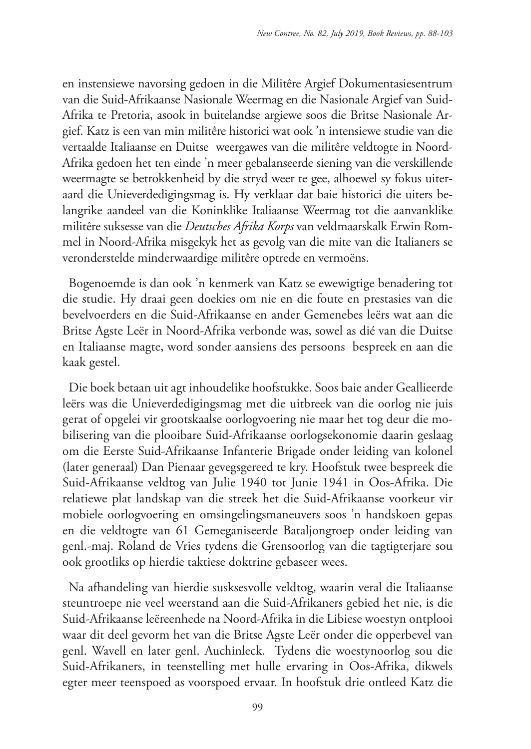en instensiewe navorsing gedoen in die Militêre Argief Dokumentasiesentrum van die Suid-Afrikaanse Nasionale Weermag en die Nasionale Argief van Suid-Afrika te Pretoria, asook in buitelandse argiewe soos die Britse Nasionale Argief. Katz is een van min militêre historici wat ook 'n intensiewe studie van die vertaalde Italiaanse en Duitse weergawes van die militêre veldtogte in Noord-Afrika gedoen het ten einde 'n meer gebalanseerde siening van die verskillende weermagte se betrokkenheid by die stryd weer te gee, alhoewel sy fokus uiteraard die Unieverdedigingsmag is. Hy verklaar dat baie historici die uiters belangrike aandeel van die Koninklike Italiaanse Weermag tot die aanvanklike militêre suksesse van die *Deutsches Afrika Korps* van veldmaarskalk Erwin Rommel in Noord-Afrika misgekyk het as gevolg van die mite van die Italianers se veronderstelde minderwaardige militêre optrede en vermoëns.

Bogenoemde is dan ook 'n kenmerk van Katz se ewewigtige benadering tot die studie. Hy draai geen doekies om nie en die foute en prestasies van die bevelvoerders en die Suid-Afrikaanse en ander Gemenebes leërs wat aan die Britse Agste Leër in Noord-Afrika verbonde was, sowel as dié van die Duitse en Italiaanse magte, word sonder aansiens des persoons bespreek en aan die kaak gestel.

Die boek betaan uit agt inhoudelike hoofstukke. Soos baie ander Geallieerde leërs was die Unieverdedigingsmag met die uitbreek van die oorlog nie juis gerat of opgelei vir grootskaalse oorlogvoering nie maar het tog deur die mobilisering van die plooibare Suid-Afrikaanse oorlogsekonomie daarin geslaag om die Eerste Suid-Afrikaanse Infanterie Brigade onder leiding van kolonel (later generaal) Dan Pienaar gevegsgereed te kry. Hoofstuk twee bespreek die Suid-Afrikaanse veldtog van Julie 1940 tot Junie 1941 in Oos-Afrika. Die relatiewe plat landskap van die streek het die Suid-Afrikaanse voorkeur vir mobiele oorlogvoering en omsingelingsmaneuvers soos 'n handskoen gepas en die veldtogte van 61 Gemeganiseerde Bataljongroep onder leiding van genl.-maj. Roland de Vries tydens die Grensoorlog van die tagtigterjare sou ook grootliks op hierdie taktiese doktrine gebaseer wees.

Na afhandeling van hierdie susksesvolle veldtog, waarin veral die Italiaanse steuntroepe nie veel weerstand aan die Suid-Afrikaners gebied het nie, is die Suid-Afrikaanse leëreenhede na Noord-Afrika in die Libiese woestyn ontplooi waar dit deel gevorm het van die Britse Agste Leër onder die opperbevel van genl. Wavell en later genl. Auchinleck. Tydens die woestynoorlog sou die Suid-Afrikaners, in teenstelling met hulle ervaring in Oos-Afrika, dikwels egter meer teenspoed as voorspoed ervaar. In hoofstuk drie ontleed Katz die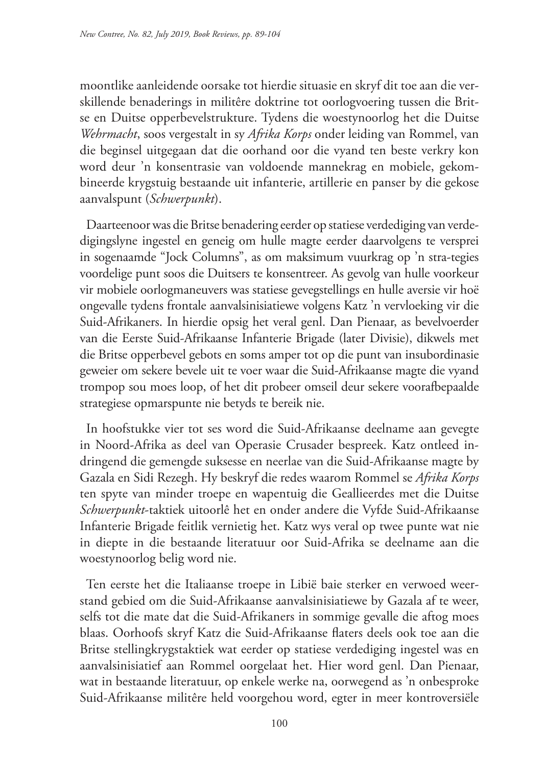moontlike aanleidende oorsake tot hierdie situasie en skryf dit toe aan die verskillende benaderings in militêre doktrine tot oorlogvoering tussen die Britse en Duitse opperbevelstrukture. Tydens die woestynoorlog het die Duitse *Wehrmacht*, soos vergestalt in sy *Afrika Korps* onder leiding van Rommel, van die beginsel uitgegaan dat die oorhand oor die vyand ten beste verkry kon word deur 'n konsentrasie van voldoende mannekrag en mobiele, gekombineerde krygstuig bestaande uit infanterie, artillerie en panser by die gekose aanvalspunt (*Schwerpunkt*).

Daarteenoor was die Britse benadering eerder op statiese verdediging van verdedigingslyne ingestel en geneig om hulle magte eerder daarvolgens te versprei in sogenaamde "Jock Columns", as om maksimum vuurkrag op 'n stra-tegies voordelige punt soos die Duitsers te konsentreer. As gevolg van hulle voorkeur vir mobiele oorlogmaneuvers was statiese gevegstellings en hulle aversie vir hoë ongevalle tydens frontale aanvalsinisiatiewe volgens Katz 'n vervloeking vir die Suid-Afrikaners. In hierdie opsig het veral genl. Dan Pienaar, as bevelvoerder van die Eerste Suid-Afrikaanse Infanterie Brigade (later Divisie), dikwels met die Britse opperbevel gebots en soms amper tot op die punt van insubordinasie geweier om sekere bevele uit te voer waar die Suid-Afrikaanse magte die vyand trompop sou moes loop, of het dit probeer omseil deur sekere voorafbepaalde strategiese opmarspunte nie betyds te bereik nie.

In hoofstukke vier tot ses word die Suid-Afrikaanse deelname aan gevegte in Noord-Afrika as deel van Operasie Crusader bespreek. Katz ontleed indringend die gemengde suksesse en neerlae van die Suid-Afrikaanse magte by Gazala en Sidi Rezegh. Hy beskryf die redes waarom Rommel se *Afrika Korps* ten spyte van minder troepe en wapentuig die Geallieerdes met die Duitse *Schwerpunkt*-taktiek uitoorlê het en onder andere die Vyfde Suid-Afrikaanse Infanterie Brigade feitlik vernietig het. Katz wys veral op twee punte wat nie in diepte in die bestaande literatuur oor Suid-Afrika se deelname aan die woestynoorlog belig word nie.

Ten eerste het die Italiaanse troepe in Libië baie sterker en verwoed weerstand gebied om die Suid-Afrikaanse aanvalsinisiatiewe by Gazala af te weer, selfs tot die mate dat die Suid-Afrikaners in sommige gevalle die aftog moes blaas. Oorhoofs skryf Katz die Suid-Afrikaanse flaters deels ook toe aan die Britse stellingkrygstaktiek wat eerder op statiese verdediging ingestel was en aanvalsinisiatief aan Rommel oorgelaat het. Hier word genl. Dan Pienaar, wat in bestaande literatuur, op enkele werke na, oorwegend as 'n onbesproke Suid-Afrikaanse militêre held voorgehou word, egter in meer kontroversiële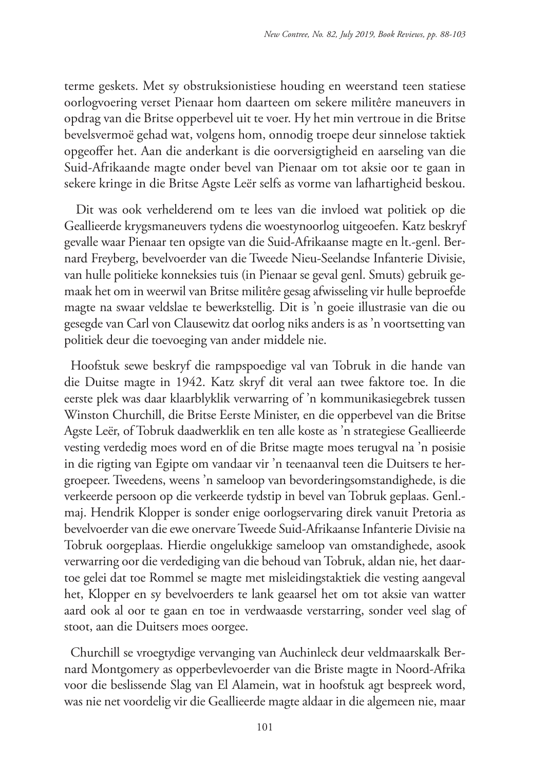terme geskets. Met sy obstruksionistiese houding en weerstand teen statiese oorlogvoering verset Pienaar hom daarteen om sekere militêre maneuvers in opdrag van die Britse opperbevel uit te voer. Hy het min vertroue in die Britse bevelsvermoë gehad wat, volgens hom, onnodig troepe deur sinnelose taktiek opgeoffer het. Aan die anderkant is die oorversigtigheid en aarseling van die Suid-Afrikaande magte onder bevel van Pienaar om tot aksie oor te gaan in sekere kringe in die Britse Agste Leër selfs as vorme van lafhartigheid beskou.

Dit was ook verhelderend om te lees van die invloed wat politiek op die Geallieerde krygsmaneuvers tydens die woestynoorlog uitgeoefen. Katz beskryf gevalle waar Pienaar ten opsigte van die Suid-Afrikaanse magte en lt.-genl. Bernard Freyberg, bevelvoerder van die Tweede Nieu-Seelandse Infanterie Divisie, van hulle politieke konneksies tuis (in Pienaar se geval genl. Smuts) gebruik gemaak het om in weerwil van Britse militêre gesag afwisseling vir hulle beproefde magte na swaar veldslae te bewerkstellig. Dit is 'n goeie illustrasie van die ou gesegde van Carl von Clausewitz dat oorlog niks anders is as 'n voortsetting van politiek deur die toevoeging van ander middele nie.

Hoofstuk sewe beskryf die rampspoedige val van Tobruk in die hande van die Duitse magte in 1942. Katz skryf dit veral aan twee faktore toe. In die eerste plek was daar klaarblyklik verwarring of 'n kommunikasiegebrek tussen Winston Churchill, die Britse Eerste Minister, en die opperbevel van die Britse Agste Leër, of Tobruk daadwerklik en ten alle koste as 'n strategiese Geallieerde vesting verdedig moes word en of die Britse magte moes terugval na 'n posisie in die rigting van Egipte om vandaar vir 'n teenaanval teen die Duitsers te hergroepeer. Tweedens, weens 'n sameloop van bevorderingsomstandighede, is die verkeerde persoon op die verkeerde tydstip in bevel van Tobruk geplaas. Genl.-maj. Hendrik Klopper is sonder enige oorlogservaring direk vanuit Pretoria as bevelvoerder van die ewe onervare Tweede Suid-Afrikaanse Infanterie Divisie na Tobruk oorgeplaas. Hierdie ongelukkige sameloop van omstandighede, asook verwarring oor die verdediging van die behoud van Tobruk, aldan nie, het daartoe gelei dat toe Rommel se magte met misleidingstaktiek die vesting aangeval het, Klopper en sy bevelvoerders te lank geaarsel het om tot aksie van watter aard ook al oor te gaan en toe in verdwaasde verstarring, sonder veel slag of stoot, aan die Duitsers moes oorgee.

Churchill se vroegtydige vervanging van Auchinleck deur veldmaarskalk Bernard Montgomery as opperbevlevoerder van die Briste magte in Noord-Afrika voor die beslissende Slag van El Alamein, wat in hoofstuk agt bespreek word, was nie net voordelig vir die Geallieerde magte aldaar in die algemeen nie, maar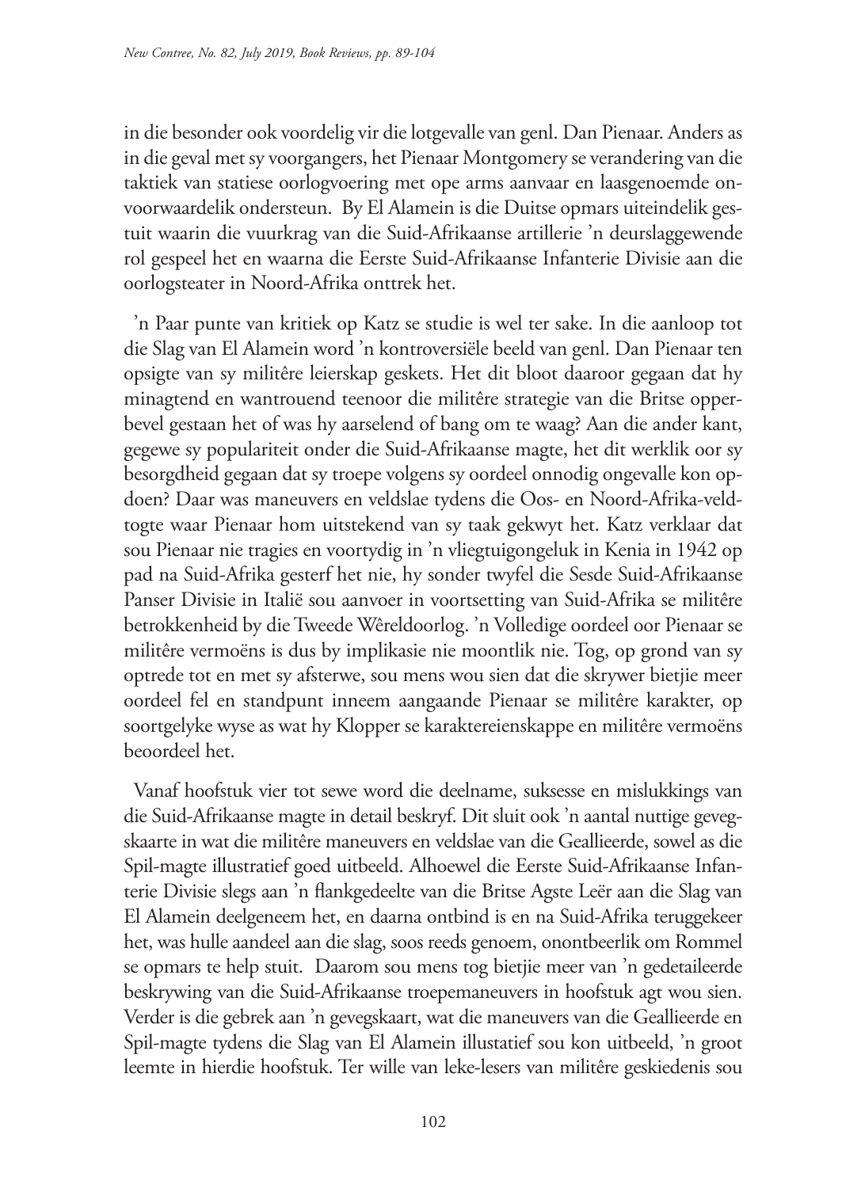in die besonder ook voordelig vir die lotgevalle van genl. Dan Pienaar. Anders as in die geval met sy voorgangers, het Pienaar Montgomery se verandering van die taktiek van statiese oorlogvoering met ope arms aanvaar en laasgenoemde onvoorwaardelik ondersteun. By El Alamein is die Duitse opmars uiteindelik gestuit waarin die vuurkrag van die Suid-Afrikaanse artillerie 'n deurslaggewende rol gespeel het en waarna die Eerste Suid-Afrikaanse Infanterie Divisie aan die oorlogsteater in Noord-Afrika onttrek het.

'n Paar punte van kritiek op Katz se studie is wel ter sake. In die aanloop tot die Slag van El Alamein word 'n kontroversiële beeld van genl. Dan Pienaar ten opsigte van sy militêre leierskap geskets. Het dit bloot daaroor gegaan dat hy minagtend en wantrouend teenoor die militêre strategie van die Britse opperbevel gestaan het of was hy aarselend of bang om te waag? Aan die ander kant, gegewe sy populariteit onder die Suid-Afrikaanse magte, het dit werklik oor sy besorgdheid gegaan dat sy troepe volgens sy oordeel onnodig ongevalle kon opdoen? Daar was maneuvers en veldslae tydens die Oos- en Noord-Afrika-veldtogte waar Pienaar hom uitstekend van sy taak gekwyt het. Katz verklaar dat sou Pienaar nie tragies en voortydig in 'n vliegtuigongeluk in Kenia in 1942 op pad na Suid-Afrika gesterf het nie, hy sonder twyfel die Sesde Suid-Afrikaanse Panser Divisie in Italië sou aanvoer in voortsetting van Suid-Afrika se militêre betrokkenheid by die Tweede Wêreldoorlog. 'n Volledige oordeel oor Pienaar se militêre vermoëns is dus by implikasie nie moontlik nie. Tog, op grond van sy optrede tot en met sy afsterwe, sou mens wou sien dat die skrywer bietjie meer oordeel fel en standpunt inneem aangaande Pienaar se militêre karakter, op soortgelyke wyse as wat hy Klopper se karaktereienskappe en militêre vermoëns beoordeel het.

Vanaf hoofstuk vier tot sewe word die deelname, suksesse en mislukkings van die Suid-Afrikaanse magte in detail beskryf. Dit sluit ook 'n aantal nuttige gevegskaarte in wat die militêre maneuvers en veldslae van die Geallieerde, sowel as die Spil-magte illustratief goed uitbeeld. Alhoewel die Eerste Suid-Afrikaanse Infanterie Divisie slegs aan 'n flankgedeelte van die Britse Agste Leër aan die Slag van El Alamein deelgeneem het, en daarna ontbind is en na Suid-Afrika teruggekeer het, was hulle aandeel aan die slag, soos reeds genoem, onontbeerlik om Rommel se opmars te help stuit. Daarom sou mens tog bietjie meer van 'n gedetaileerde beskrywing van die Suid-Afrikaanse troepemaneuvers in hoofstuk agt wou sien. Verder is die gebrek aan 'n gevegskaart, wat die maneuvers van die Geallieerde en Spil-magte tydens die Slag van El Alamein illustatief sou kon uitbeeld, 'n groot leemte in hierdie hoofstuk. Ter wille van leke-lesers van militêre geskiedenis sou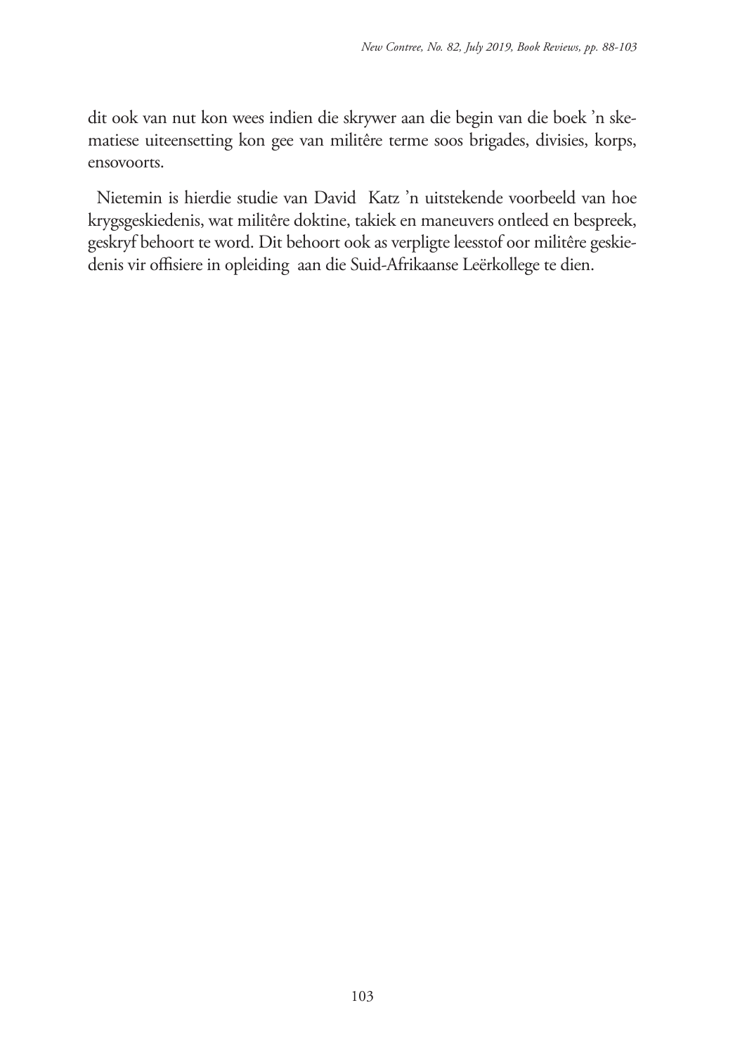dit ook van nut kon wees indien die skrywer aan die begin van die boek 'n skematiese uiteensetting kon gee van militêre terme soos brigades, divisies, korps, ensovoorts.

Nietemin is hierdie studie van David Katz 'n uitstekende voorbeeld van hoe krygsgeskiedenis, wat militêre doktine, takiek en maneuvers ontleed en bespreek, geskryf behoort te word. Dit behoort ook as verpligte leesstof oor militêre geskiedenis vir offisiere in opleiding aan die Suid-Afrikaanse Leërkollege te dien.